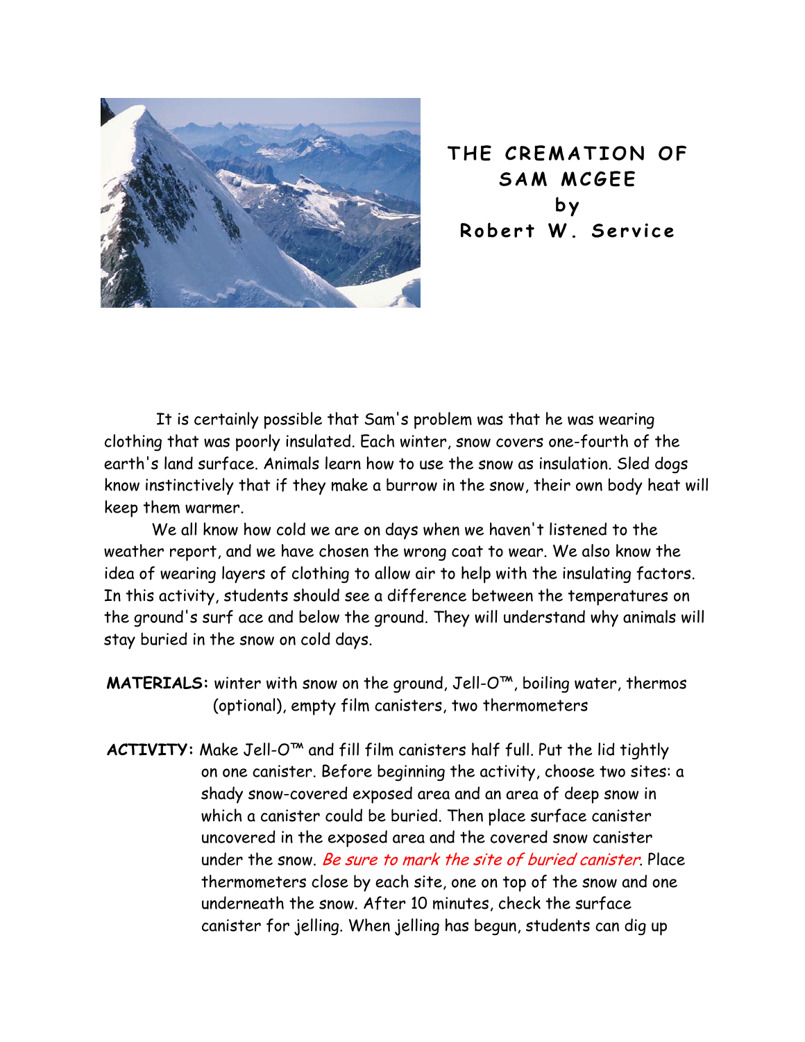# THE CREMATION OF SAM MCGEE by Robert W. Service

It is certainly possible that Sam's problem was that he was wearing clothing that was poorly insulated. Each winter, snow covers one-fourth of the earth's land surface. Animals learn how to use the snow as insulation. Sled dogs know instinctively that if they make a burrow in the snow, their own body heat will keep them warmer.

We all know how cold we are on days when we haven't listened to the weather report, and we have chosen the wrong coat to wear. We also know the idea of wearing layers of clothing to allow air to help with the insulating factors. In this activity, students should see a difference between the temperatures on the ground's surf ace and below the ground. They will understand why animals will stay buried in the snow on cold days.

**MATERIALS:** winter with snow on the ground, Jell-O™, boiling water, thermos (optional), empty film canisters, two thermometers

**ACTIVITY:** Make Jell-O™ and fill film canisters half full. Put the lid tightly on one canister. Before beginning the activity, choose two sites: a shady snow-covered exposed area and an area of deep snow in which a canister could be buried. Then place surface canister uncovered in the exposed area and the covered snow canister under the snow. *Be sure to mark the site of buried canister*. Place thermometers close by each site, one on top of the snow and one underneath the snow. After 10 minutes, check the surface canister for jelling. When jelling has begun, students can dig up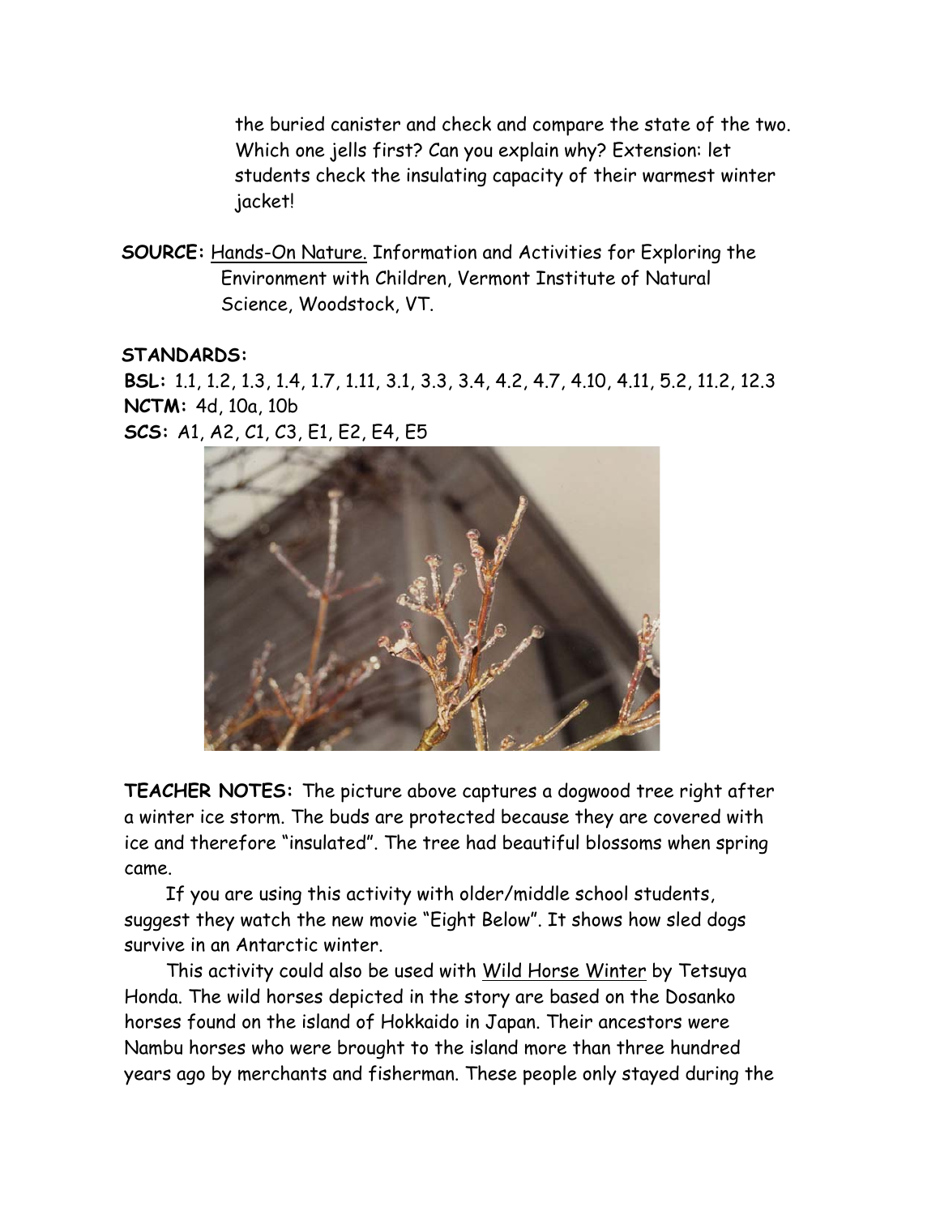the buried canister and check and compare the state of the two. Which one jells first? Can you explain why? Extension: let students check the insulating capacity of their warmest winter jacket!

**SOURCE:** Hands-On Nature. Information and Activities for Exploring the Environment with Children, Vermont Institute of Natural Science, Woodstock, VT.

**STANDARDS:**

**BSL:** 1.1, 1.2, 1.3, 1.4, 1.7, 1.11, 3.1, 3.3, 3.4, 4.2, 4.7, 4.10, 4.11, 5.2, 11.2, 12.3
**NCTM:** 4d, 10a, 10b
**SCS:** A1, A2, C1, C3, E1, E2, E4, E5

**TEACHER NOTES:** The picture above captures a dogwood tree right after a winter ice storm. The buds are protected because they are covered with ice and therefore "insulated". The tree had beautiful blossoms when spring came.

If you are using this activity with older/middle school students, suggest they watch the new movie "Eight Below". It shows how sled dogs survive in an Antarctic winter.

This activity could also be used with Wild Horse Winter by Tetsuya Honda. The wild horses depicted in the story are based on the Dosanko horses found on the island of Hokkaido in Japan. Their ancestors were Nambu horses who were brought to the island more than three hundred years ago by merchants and fisherman. These people only stayed during the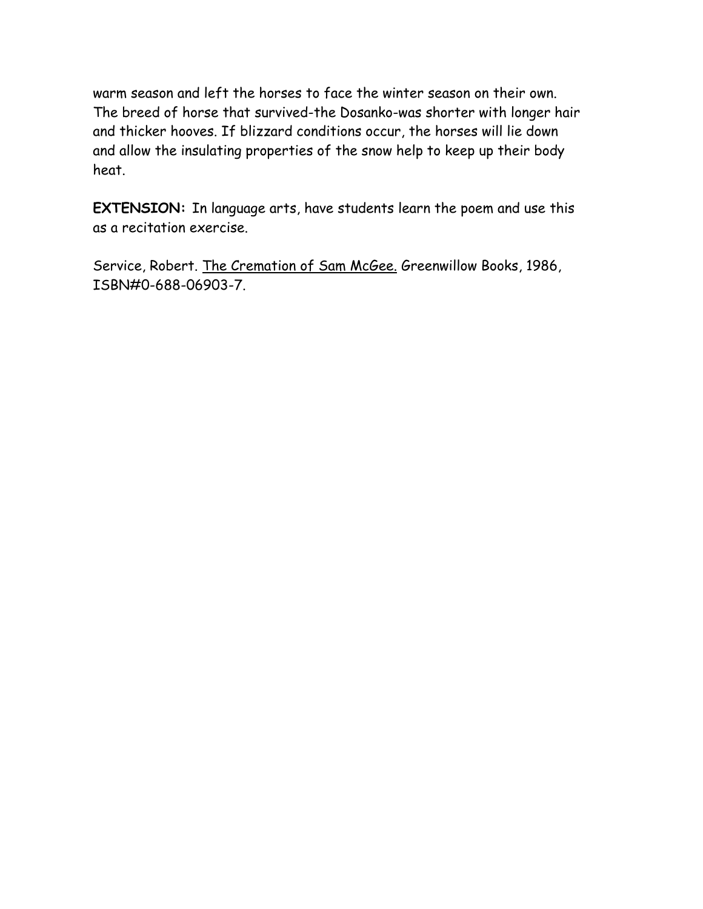warm season and left the horses to face the winter season on their own. The breed of horse that survived-the Dosanko-was shorter with longer hair and thicker hooves. If blizzard conditions occur, the horses will lie down and allow the insulating properties of the snow help to keep up their body heat.

**EXTENSION:** In language arts, have students learn the poem and use this as a recitation exercise.

Service, Robert. The Cremation of Sam McGee. Greenwillow Books, 1986, ISBN#0-688-06903-7.